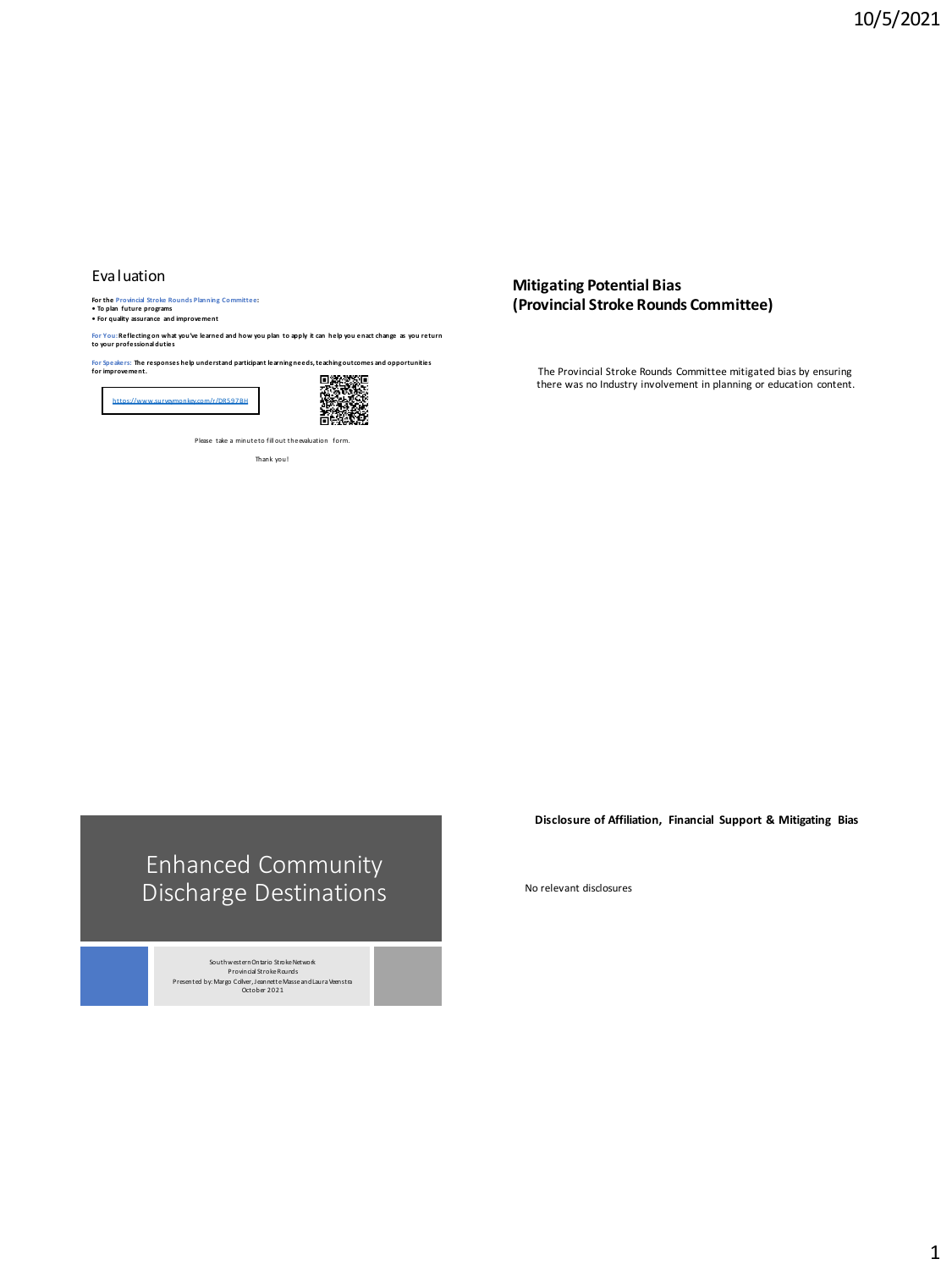# Evaluation

**For the Provincial Stroke Rounds Planning Committee:**
- **To plan future programs**
- **For quality assurance and improvement**

**For You: Reflecting on what you've learned and how you plan to apply it can help you enact change as you return to your professional duties**

**For Speakers: The responses help understand participant learning needs, teaching outcomes and opportunities for improvement.**

https://www.surveymonkey.com/r/DR597BH

Please take a minute to fill out the evaluation form.

Thank you!

## Mitigating Potential Bias (Provincial Stroke Rounds Committee)

The Provincial Stroke Rounds Committee mitigated bias by ensuring there was no Industry involvement in planning or education content.

# Enhanced Community Discharge Destinations

Southwestern Ontario Stroke Network
Provincial Stroke Rounds
Presented by: Margo Collver, Jeannette Masse and Laura Veenstra
October 2021

**Disclosure of Affiliation, Financial Support & Mitigating Bias**

No relevant disclosures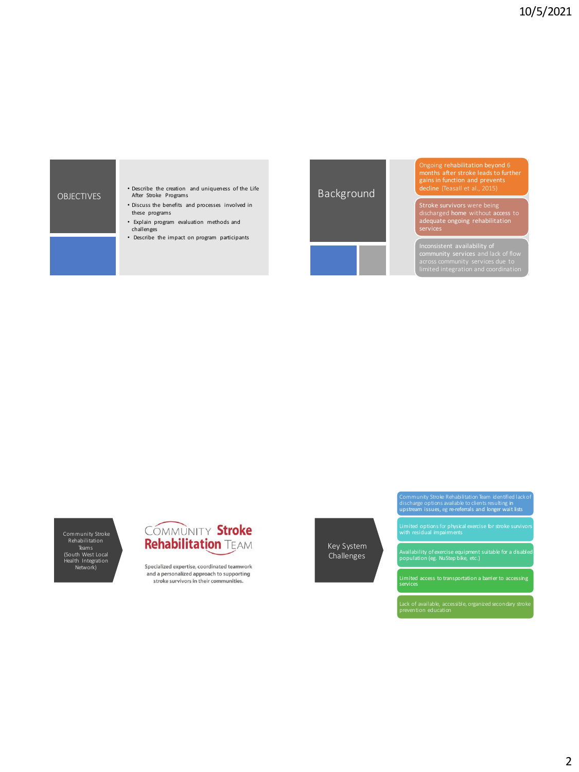## OBJECTIVES

- Describe the creation and uniqueness of the Life After Stroke Programs
- Discuss the benefits and processes involved in these programs
- Explain program evaluation methods and challenges
- Describe the impact on program participants

## Background

- Ongoing rehabilitation beyond 6 months after stroke leads to further gains in function and prevents decline (Teasall et al., 2015)
- Stroke survivors were being discharged home without access to adequate ongoing rehabilitation services
- Inconsistent availability of community services and lack of flow across community services due to limited integration and coordination

## Community Stroke Rehabilitation Teams (South West Local Health Integration Network)

**COMMUNITY Stroke Rehabilitation TEAM**

Specialized expertise, coordinated teamwork and a personalized approach to supporting stroke survivors in their communities.

## Key System Challenges

- Community Stroke Rehabilitation Team identified lack of discharge options available to clients resulting in upstream issues, eg re-referrals and longer wait lists
- Limited options for physical exercise for stroke survivors with residual impairments
- Availability of exercise equipment suitable for a disabled population (eg. NuStep bike, etc.)
- Limited access to transportation a barrier to accessing services
- Lack of available, accessible, organized secondary stroke prevention education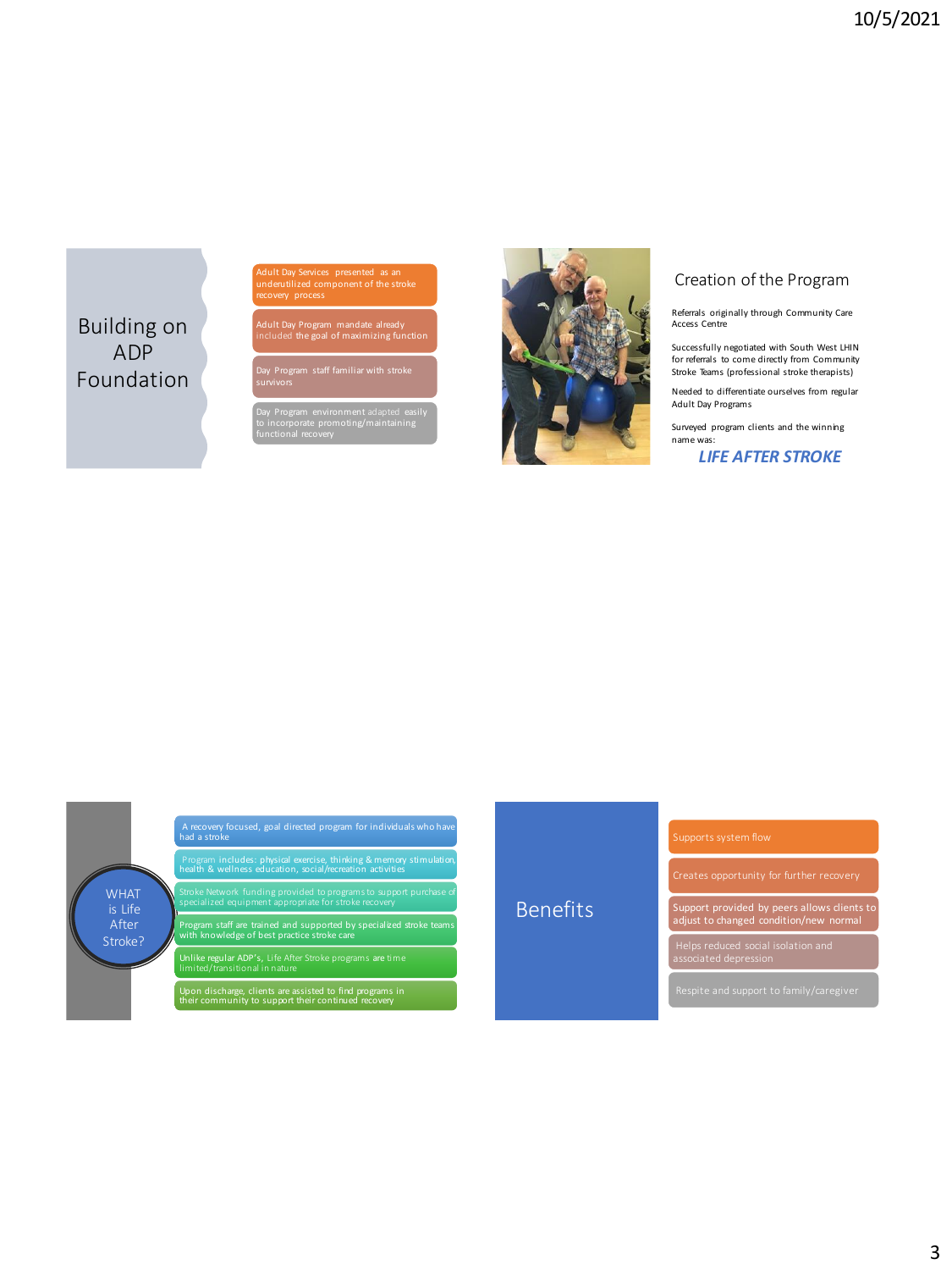## Building on ADP Foundation

- Adult Day Services presented as an underutilized component of the stroke recovery process
- Adult Day Program mandate already included the goal of maximizing function
- Day Program staff familiar with stroke survivors
- Day Program environment adapted easily to incorporate promoting/maintaining functional recovery

## Creation of the Program

Referrals originally through Community Care Access Centre

Successfully negotiated with South West LHIN for referrals to come directly from Community Stroke Teams (professional stroke therapists)

Needed to differentiate ourselves from regular Adult Day Programs

Surveyed program clients and the winning name was:

***LIFE AFTER STROKE***

## WHAT is Life After Stroke?

- A recovery focused, goal directed program for individuals who have had a stroke
- Program includes: physical exercise, thinking & memory stimulation, health & wellness education, social/recreation activities
- Stroke Network funding provided to programs to support purchase of specialized equipment appropriate for stroke recovery
- Program staff are trained and supported by specialized stroke teams with knowledge of best practice stroke care
- Unlike regular ADP's, Life After Stroke programs are time limited/transitional in nature
- Upon discharge, clients are assisted to find programs in their community to support their continued recovery

## Benefits

- Supports system flow
- Creates opportunity for further recovery
- Support provided by peers allows clients to adjust to changed condition/new normal
- Helps reduced social isolation and associated depression
- Respite and support to family/caregiver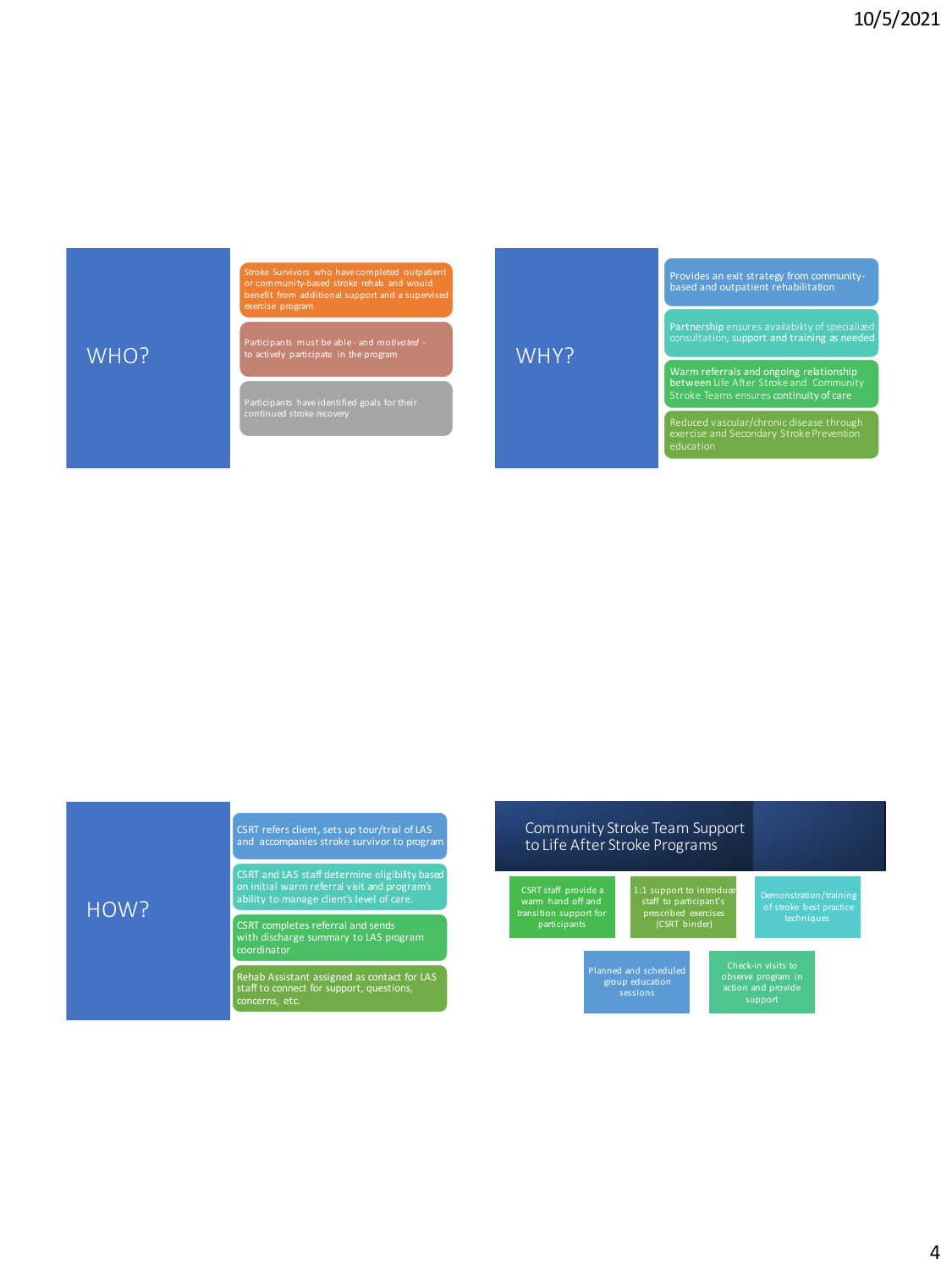## WHO?

- Stroke Survivors who have completed outpatient or community-based stroke rehab and would benefit from additional support and a supervised exercise program
- Participants must be able - and *motivated* - to actively participate in the program
- Participants have identified goals for their continued stroke recovery

## WHY?

- Provides an exit strategy from community-based and outpatient rehabilitation
- Partnership ensures availability of specialized consultation, support and training as needed
- Warm referrals and ongoing relationship between Life After Stroke and Community Stroke Teams ensures continuity of care
- Reduced vascular/chronic disease through exercise and Secondary Stroke Prevention education

## HOW?

- CSRT refers client, sets up tour/trial of LAS and accompanies stroke survivor to program
- CSRT and LAS staff determine eligibility based on initial warm referral visit and program's ability to manage client's level of care.
- CSRT completes referral and sends with discharge summary to LAS program coordinator
- Rehab Assistant assigned as contact for LAS staff to connect for support, questions, concerns, etc.

## Community Stroke Team Support to Life After Stroke Programs

- CSRT staff provide a warm hand off and transition support for participants
- 1:1 support to introduce staff to participant's prescribed exercises (CSRT binder)
- Demonstration/training of stroke best practice techniques
- Planned and scheduled group education sessions
- Check-in visits to observe program in action and provide support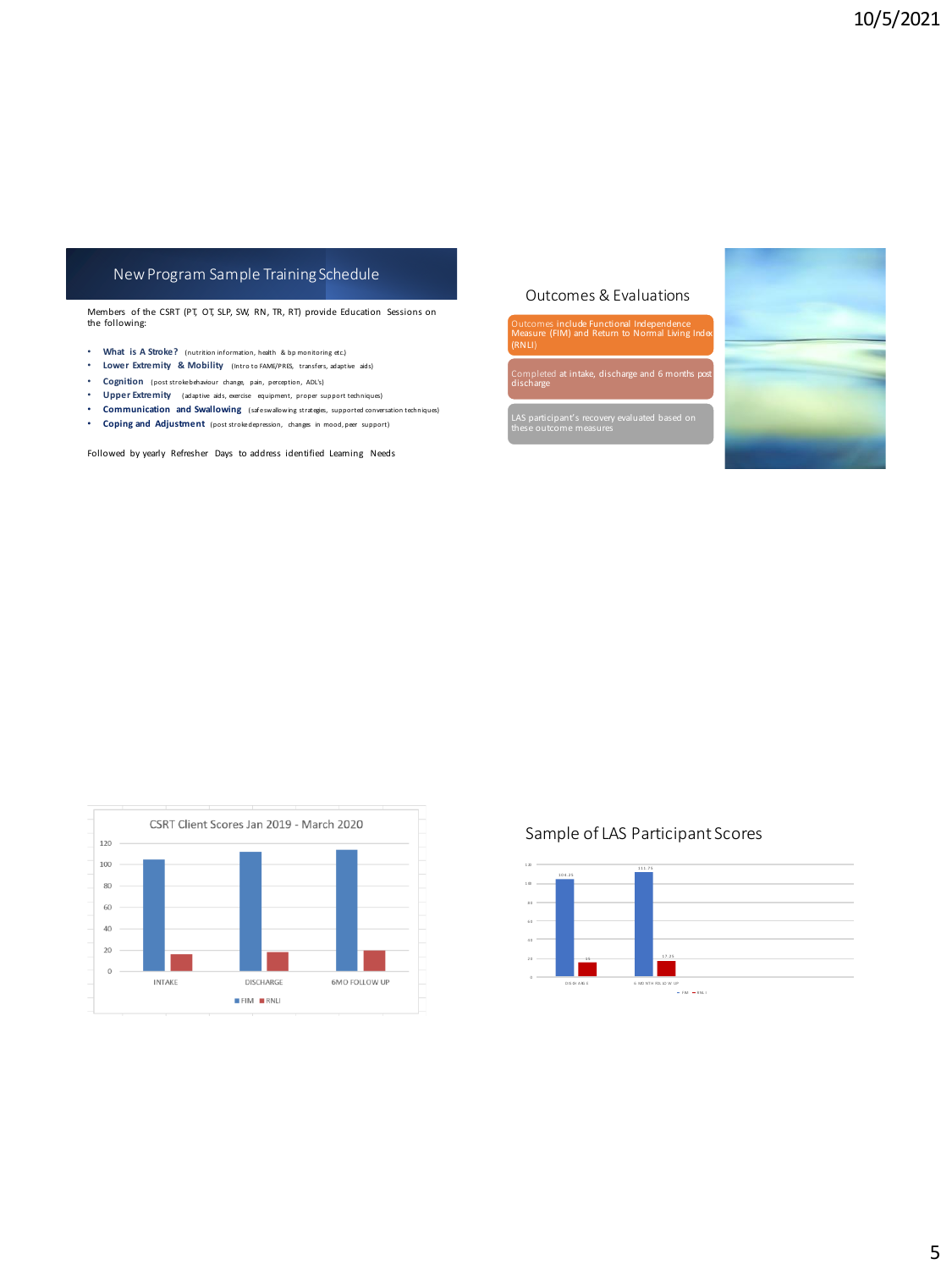## New Program Sample Training Schedule

Members of the CSRT (PT, OT, SLP, SW, RN, TR, RT) provide Education Sessions on the following:

- **What is A Stroke?** (nutrition information, health & bp monitoring etc.)
- **Lower Extremity & Mobility** (Intro to FAME/PRES, transfers, adaptive aids)
- **Cognition** (post stroke behaviour change, pain, perception, ADL's)
- **Upper Extremity** (adaptive aids, exercise equipment, proper support techniques)
- **Communication and Swallowing** (safe swallowing strategies, supported conversation techniques)
- **Coping and Adjustment** (post stroke depression, changes in mood, peer support)

Followed by yearly Refresher Days to address identified Learning Needs

## Outcomes & Evaluations

- Outcomes include Functional Independence Measure (FIM) and Return to Normal Living Index (RNLI)
- Completed at intake, discharge and 6 months post discharge
- LAS participant's recovery evaluated based on these outcome measures

### CSRT Client Scores Jan 2019 - March 2020

(Bar chart: FIM and RNLI at INTAKE, DISCHARGE, 6MO FOLLOW UP)

## Sample of LAS Participant Scores

| | FIM | RNLI |
|---|---|---|
| DISCHARGE | 104.25 | 15 |
| 6 MONTH FOLLOW UP | 111.75 | 17.25 |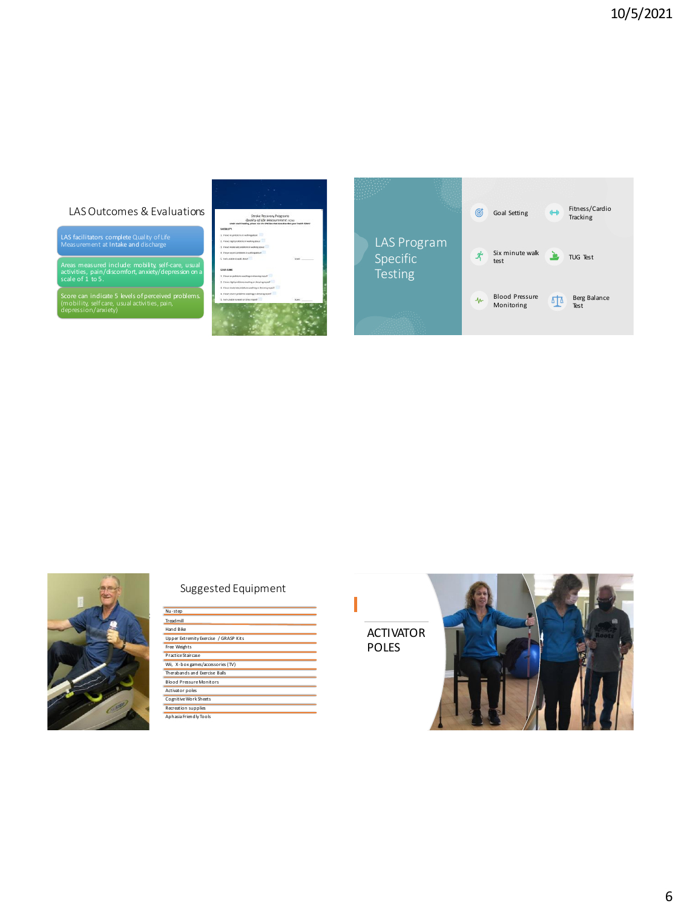## LAS Outcomes & Evaluations

- LAS facilitators complete Quality of Life Measurement at Intake and discharge
- Areas measured include: mobility, self-care, usual activities, pain/discomfort, anxiety/depression on a scale of 1 to 5.
- Score can indicate 5 levels of perceived problems. (mobility, self care, usual activities, pain, depression/anxiety)

## LAS Program Specific Testing

- Goal Setting
- Fitness/Cardio Tracking
- Six minute walk test
- TUG Test
- Blood Pressure Monitoring
- Berg Balance Test

## Suggested Equipment

- Nu-step
- Treadmill
- Hand Bike
- Upper Extremity Exercise / GRASP Kits
- Free Weights
- Practice Staircase
- Wii, X-box games/accessories (TV)
- Therabands and Exercise Balls
- Blood Pressure Monitors
- Activator poles
- Cognitive Work Sheets
- Recreation supplies
- Aphasia Friendly Tools

## ACTIVATOR POLES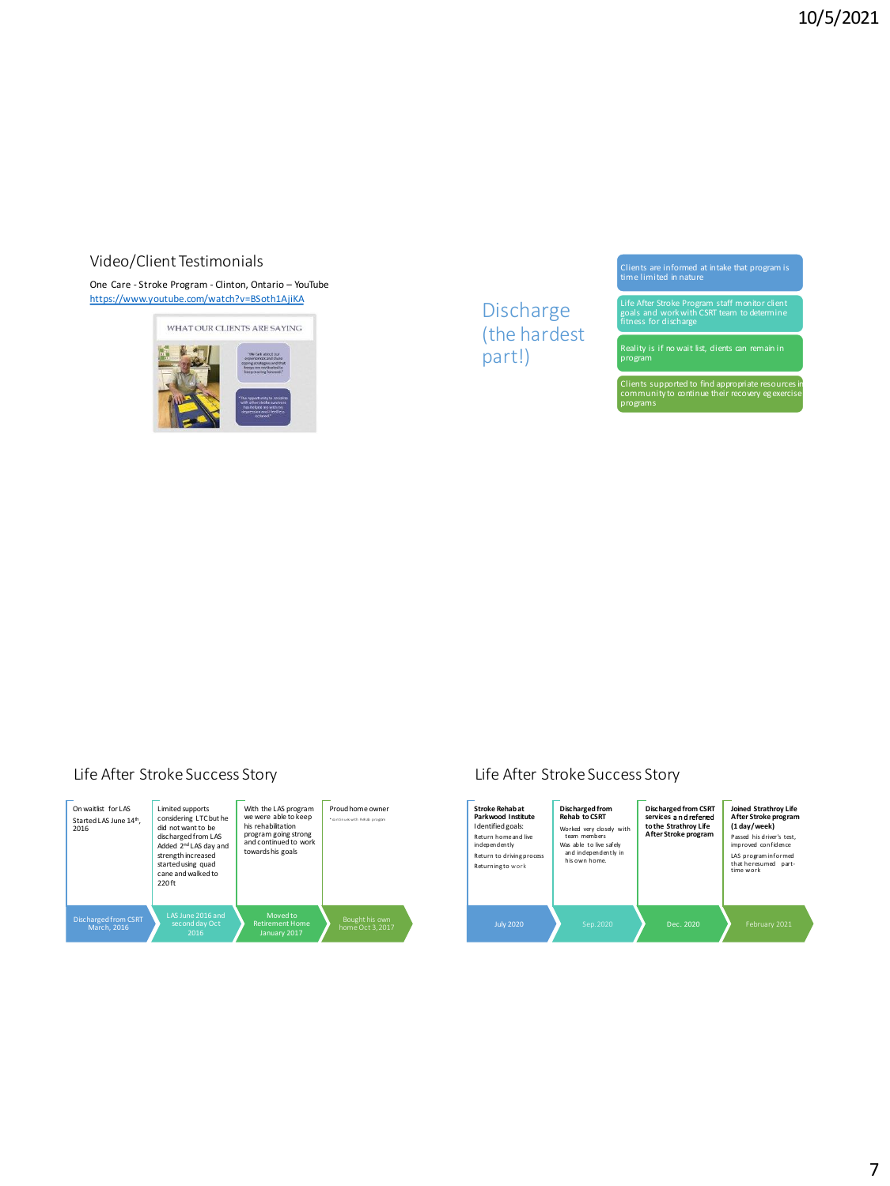## Video/Client Testimonials

One Care - Stroke Program - Clinton, Ontario – YouTube
https://www.youtube.com/watch?v=BSoth1AjiKA

WHAT OUR CLIENTS ARE SAYING

## Discharge (the hardest part!)

- Clients are informed at intake that program is time limited in nature
- Life After Stroke Program staff monitor client goals and work with CSRT team to determine fitness for discharge
- Reality is if no wait list, clients can remain in program
- Clients supported to find appropriate resources in community to continue their recovery eg exercise programs

## Life After Stroke Success Story

| Discharged from CSRT March, 2016 | LAS June 2016 and second day Oct 2016 | Moved to Retirement Home January 2017 | Bought his own home Oct 3, 2017 |
| --- | --- | --- | --- |
| On waitlist for LAS<br>Started LAS June 14th, 2016 | Limited supports considering LTC but he did not want to be discharged from LAS<br>Added 2nd LAS day and strength increased started using quad cane and walked to 220 ft | With the LAS program we were able to keep his rehabilitation program going strong and continued to work towards his goals | Proud home owner |

## Life After Stroke Success Story

| July 2020 | Sep. 2020 | Dec. 2020 | February 2021 |
| --- | --- | --- | --- |
| **Stroke Rehab at Parkwood Institute**<br>Identified goals:<br>Return home and live independently<br>Return to driving process<br>Returning to work | **Discharged from Rehab to CSRT**<br>Worked very closely with team members<br>Was able to live safely and independently in his own home. | **Discharged from CSRT services and referred to the Strathroy Life After Stroke program** | **Joined Strathroy Life After Stroke program (1 day/week)**<br>Passed his driver's test, improved confidence<br>LAS program informed that he resumed part-time work |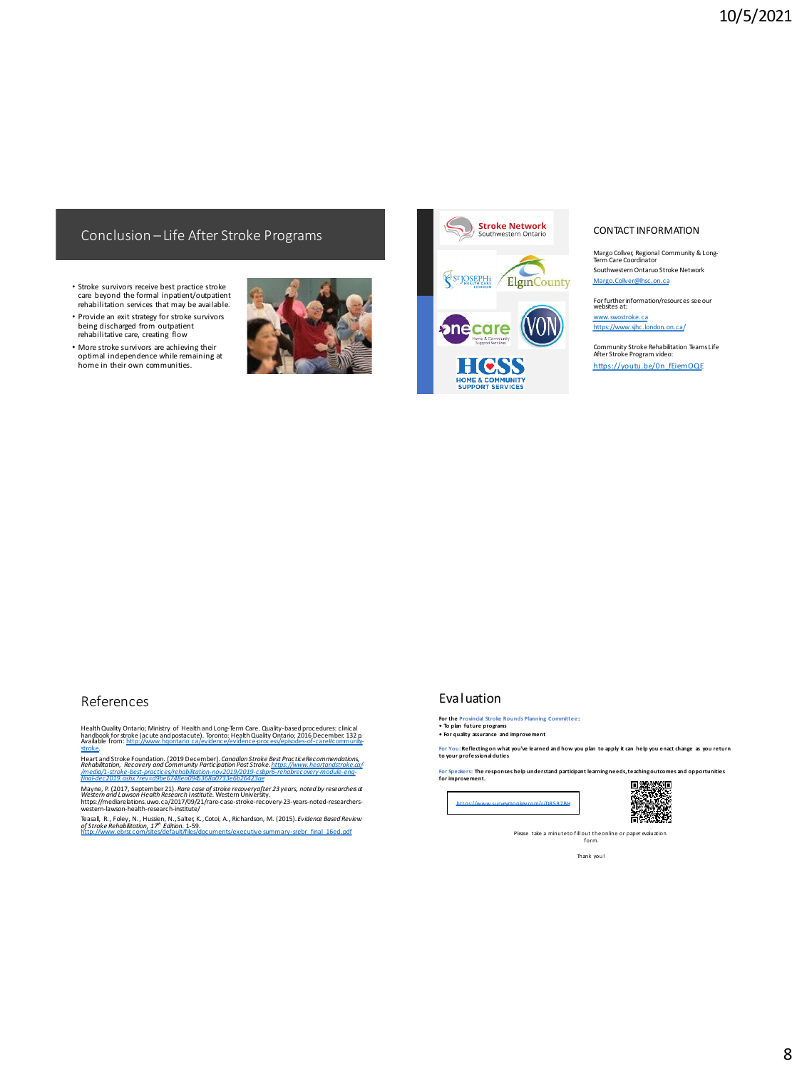## Conclusion – Life After Stroke Programs

- Stroke survivors receive best practice stroke care beyond the formal inpatient/outpatient rehabilitation services that may be available.
- Provide an exit strategy for stroke survivors being discharged from outpatient rehabilitative care, creating flow
- More stroke survivors are achieving their optimal independence while remaining at home in their own communities.

Stroke Network Southwestern Ontario

St. Joseph's Health Care London

Elgin County

onecare Home & Community Support Services

VON

HCSS HOME & COMMUNITY SUPPORT SERVICES

## CONTACT INFORMATION

Margo Collver, Regional Community & Long-Term Care Coordinator

Southwestern Ontaruo Stroke Network

Margo.Collver@lhsc.on.ca

For further information/resources see our websites at:

www.swostroke.ca

https://www.sjhc.london.on.ca/

Community Stroke Rehabilitation Teams Life After Stroke Program video:

https://youtu.be/0n_fEiemOQE

## References

Health Quality Ontario; Ministry of Health and Long-Term Care. Quality-based procedures: clinical handbook for stroke (acute and postacute). Toronto: Health Quality Ontario; 2016 December. 132 p. Available from: http://www.hqontario.ca/evidence/evidence-process/episodes-of-care#community-stroke.

Heart and Stroke Foundation. (2019 December). *Canadian Stroke Best Practice Recommendations, Rehabilitation, Recovery and Community Participation Post Stroke.* https://www.heartandstroke.ca/-/media/1-stroke-best-practices/rehabilitation-nov2019/2019-csbpr6-rehabrecovery-module-eng-final-dec2019.ashx?rev=d9be6748ea094368a0733e6b26423ae

Mayne, P. (2017, September 21). *Rare case of stroke recovery after 23 years, noted by researchers at Western and Lawson Health Research Institute.* Western University. https://mediarelations.uwo.ca/2017/09/21/rare-case-stroke-recovery-23-years-noted-researchers-western-lawson-health-research-institute/

Teasall, R., Foley, N., Hussien, N., Salter, K., Cotoi, A., Richardson, M. (2015). *Evidence Based Review of Stroke Rehabilitation, 17th Edition.* 1-59. http://www.ebrsr.com/sites/default/files/documents/executive-summary-srebr_final_16ed.pdf

## Evaluation

**For the Provincial Stroke Rounds Planning Committee:**

- **To plan future programs**
- **For quality assurance and improvement**

**For You: Reflecting on what you've learned and how you plan to apply it can help you enact change as you return to your professional duties**

**For Speakers: The responses help understand participant learning needs, teaching outcomes and opportunities for improvement.**

https://www.surveymonkey.com/r/DR5928H

Please take a minute to fill out the online or paper evaluation form.

Thank you!